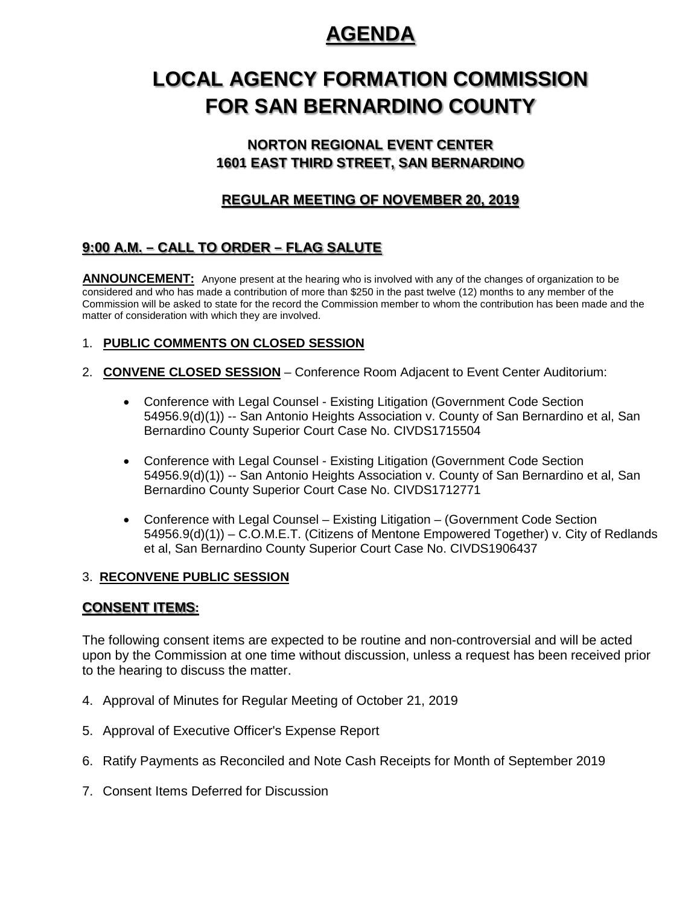# AGENDA

# LOCAL AGENCY FORMATION COMMISSION FOR SAN BERNARDINO COUNTY

### NORTON REGIONAL EVENT CENTER
### 1601 EAST THIRD STREET, SAN BERNARDINO

### REGULAR MEETING OF NOVEMBER 20, 2019

## 9:00 A.M. – CALL TO ORDER – FLAG SALUTE

**ANNOUNCEMENT:** Anyone present at the hearing who is involved with any of the changes of organization to be considered and who has made a contribution of more than $250 in the past twelve (12) months to any member of the Commission will be asked to state for the record the Commission member to whom the contribution has been made and the matter of consideration with which they are involved.

1. **PUBLIC COMMENTS ON CLOSED SESSION**

2. **CONVENE CLOSED SESSION** – Conference Room Adjacent to Event Center Auditorium:

   - Conference with Legal Counsel - Existing Litigation (Government Code Section 54956.9(d)(1)) -- San Antonio Heights Association v. County of San Bernardino et al, San Bernardino County Superior Court Case No. CIVDS1715504

   - Conference with Legal Counsel - Existing Litigation (Government Code Section 54956.9(d)(1)) -- San Antonio Heights Association v. County of San Bernardino et al, San Bernardino County Superior Court Case No. CIVDS1712771

   - Conference with Legal Counsel – Existing Litigation – (Government Code Section 54956.9(d)(1)) – C.O.M.E.T. (Citizens of Mentone Empowered Together) v. City of Redlands et al, San Bernardino County Superior Court Case No. CIVDS1906437

3. **RECONVENE PUBLIC SESSION**

## CONSENT ITEMS:

The following consent items are expected to be routine and non-controversial and will be acted upon by the Commission at one time without discussion, unless a request has been received prior to the hearing to discuss the matter.

4. Approval of Minutes for Regular Meeting of October 21, 2019

5. Approval of Executive Officer's Expense Report

6. Ratify Payments as Reconciled and Note Cash Receipts for Month of September 2019

7. Consent Items Deferred for Discussion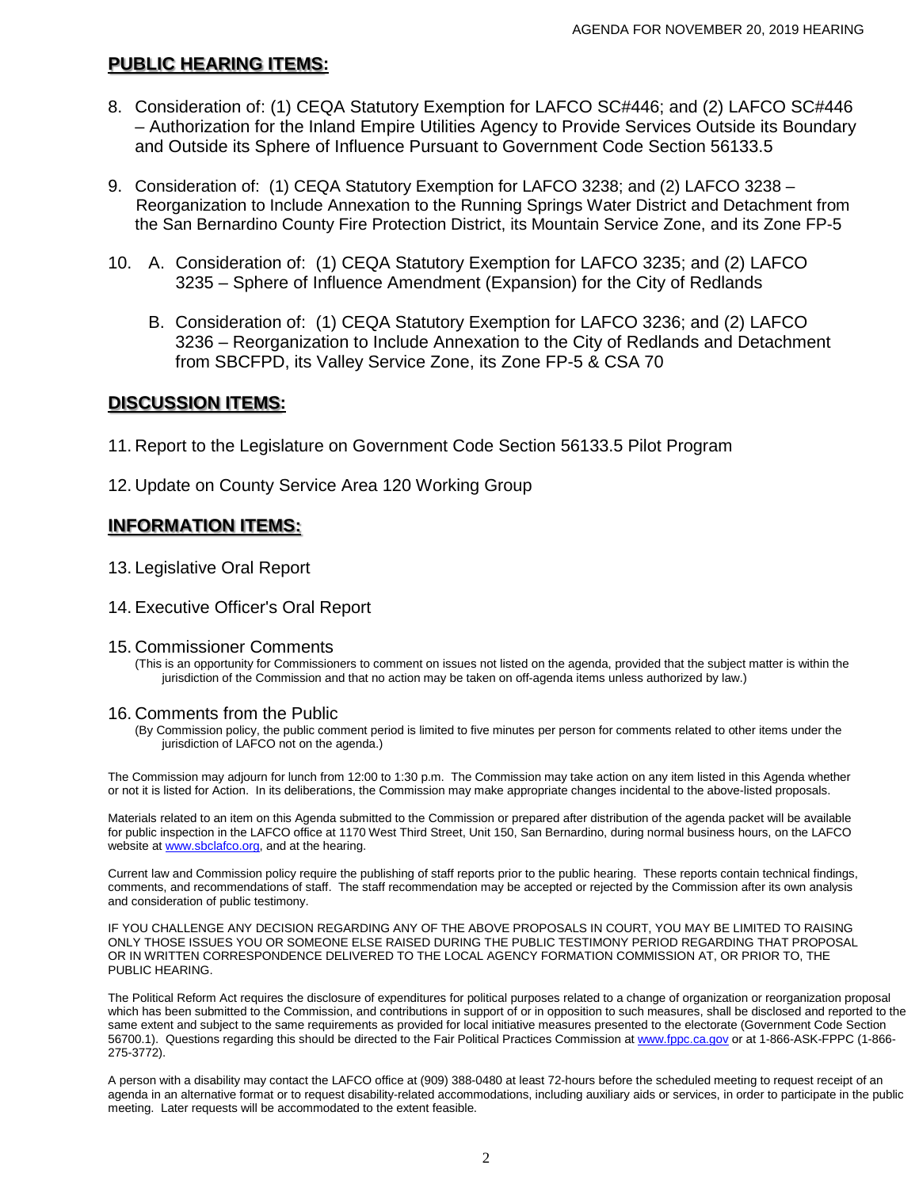## PUBLIC HEARING ITEMS:

8. Consideration of: (1) CEQA Statutory Exemption for LAFCO SC#446; and (2) LAFCO SC#446 – Authorization for the Inland Empire Utilities Agency to Provide Services Outside its Boundary and Outside its Sphere of Influence Pursuant to Government Code Section 56133.5

9. Consideration of: (1) CEQA Statutory Exemption for LAFCO 3238; and (2) LAFCO 3238 – Reorganization to Include Annexation to the Running Springs Water District and Detachment from the San Bernardino County Fire Protection District, its Mountain Service Zone, and its Zone FP-5

10. A. Consideration of: (1) CEQA Statutory Exemption for LAFCO 3235; and (2) LAFCO 3235 – Sphere of Influence Amendment (Expansion) for the City of Redlands

    B. Consideration of: (1) CEQA Statutory Exemption for LAFCO 3236; and (2) LAFCO 3236 – Reorganization to Include Annexation to the City of Redlands and Detachment from SBCFPD, its Valley Service Zone, its Zone FP-5 & CSA 70

## DISCUSSION ITEMS:

11. Report to the Legislature on Government Code Section 56133.5 Pilot Program

12. Update on County Service Area 120 Working Group

## INFORMATION ITEMS:

13. Legislative Oral Report

14. Executive Officer's Oral Report

15. Commissioner Comments
    (This is an opportunity for Commissioners to comment on issues not listed on the agenda, provided that the subject matter is within the jurisdiction of the Commission and that no action may be taken on off-agenda items unless authorized by law.)

16. Comments from the Public
    (By Commission policy, the public comment period is limited to five minutes per person for comments related to other items under the jurisdiction of LAFCO not on the agenda.)

The Commission may adjourn for lunch from 12:00 to 1:30 p.m. The Commission may take action on any item listed in this Agenda whether or not it is listed for Action. In its deliberations, the Commission may make appropriate changes incidental to the above-listed proposals.

Materials related to an item on this Agenda submitted to the Commission or prepared after distribution of the agenda packet will be available for public inspection in the LAFCO office at 1170 West Third Street, Unit 150, San Bernardino, during normal business hours, on the LAFCO website at www.sbclafco.org, and at the hearing.

Current law and Commission policy require the publishing of staff reports prior to the public hearing. These reports contain technical findings, comments, and recommendations of staff. The staff recommendation may be accepted or rejected by the Commission after its own analysis and consideration of public testimony.

IF YOU CHALLENGE ANY DECISION REGARDING ANY OF THE ABOVE PROPOSALS IN COURT, YOU MAY BE LIMITED TO RAISING ONLY THOSE ISSUES YOU OR SOMEONE ELSE RAISED DURING THE PUBLIC TESTIMONY PERIOD REGARDING THAT PROPOSAL OR IN WRITTEN CORRESPONDENCE DELIVERED TO THE LOCAL AGENCY FORMATION COMMISSION AT, OR PRIOR TO, THE PUBLIC HEARING.

The Political Reform Act requires the disclosure of expenditures for political purposes related to a change of organization or reorganization proposal which has been submitted to the Commission, and contributions in support of or in opposition to such measures, shall be disclosed and reported to the same extent and subject to the same requirements as provided for local initiative measures presented to the electorate (Government Code Section 56700.1). Questions regarding this should be directed to the Fair Political Practices Commission at www.fppc.ca.gov or at 1-866-ASK-FPPC (1-866-275-3772).

A person with a disability may contact the LAFCO office at (909) 388-0480 at least 72-hours before the scheduled meeting to request receipt of an agenda in an alternative format or to request disability-related accommodations, including auxiliary aids or services, in order to participate in the public meeting. Later requests will be accommodated to the extent feasible.